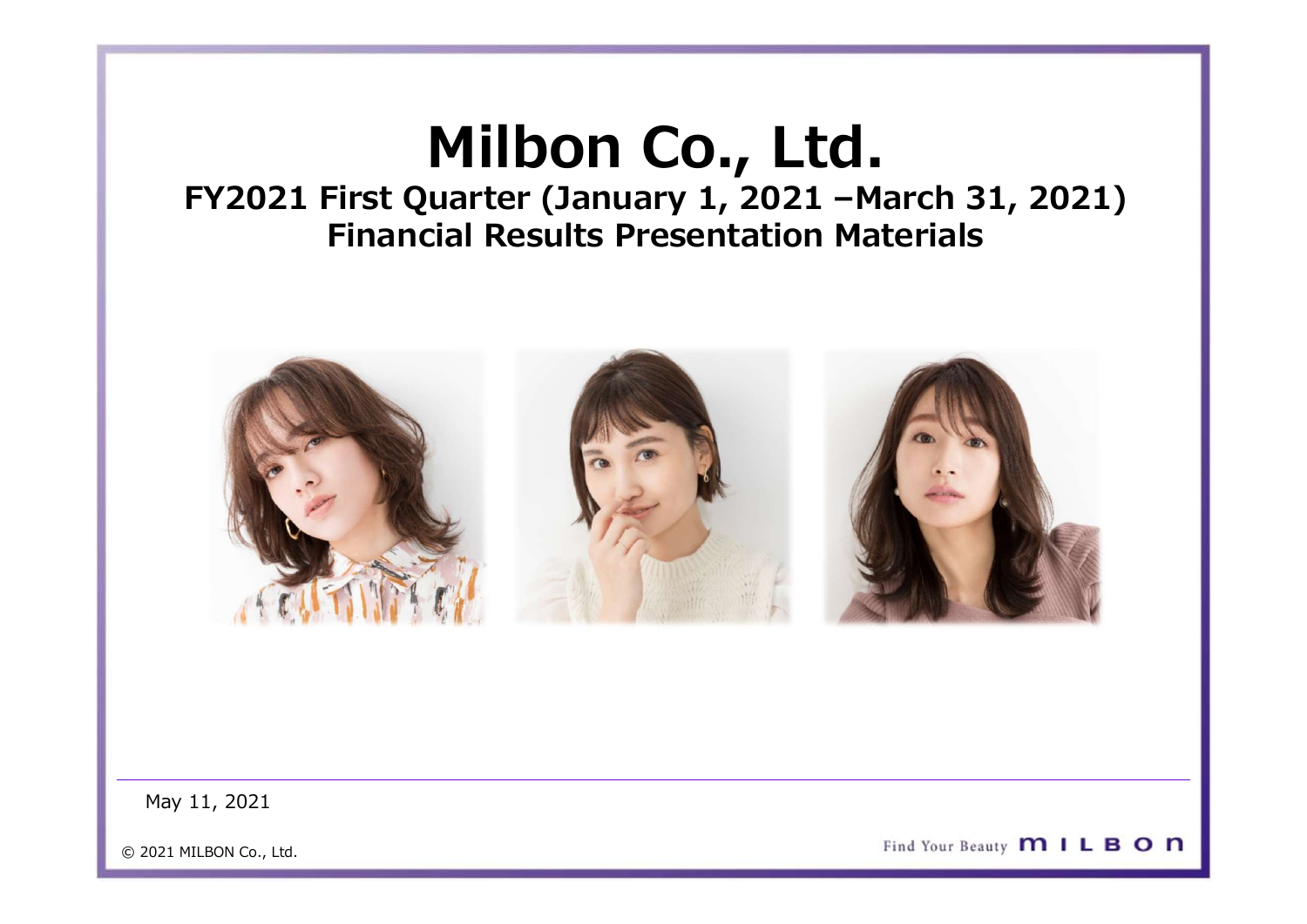# Milbon Co., Ltd.

## FY2021 First Quarter (January 1, 2021 –March 31, 2021) Financial Results Presentation Materials

May 11, 2021

© 2021 MILBON Co., Ltd.

Find Your Beauty MILBON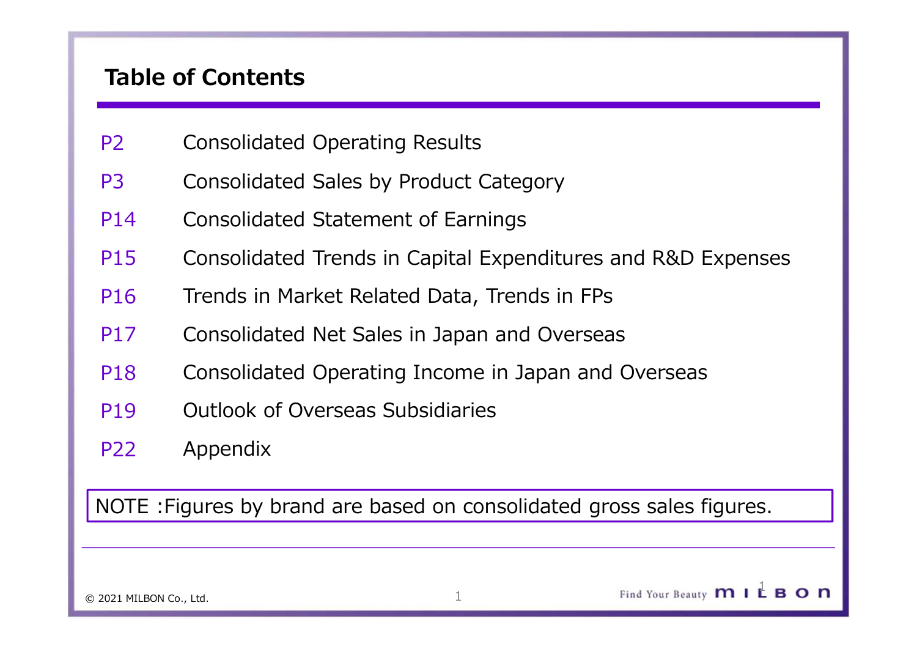# Table of Contents

| | |
|---|---|
| P2 | Consolidated Operating Results |
| P3 | Consolidated Sales by Product Category |
| P14 | Consolidated Statement of Earnings |
| P15 | Consolidated Trends in Capital Expenditures and R&D Expenses |
| P16 | Trends in Market Related Data, Trends in FPs |
| P17 | Consolidated Net Sales in Japan and Overseas |
| P18 | Consolidated Operating Income in Japan and Overseas |
| P19 | Outlook of Overseas Subsidiaries |
| P22 | Appendix |

NOTE :Figures by brand are based on consolidated gross sales figures.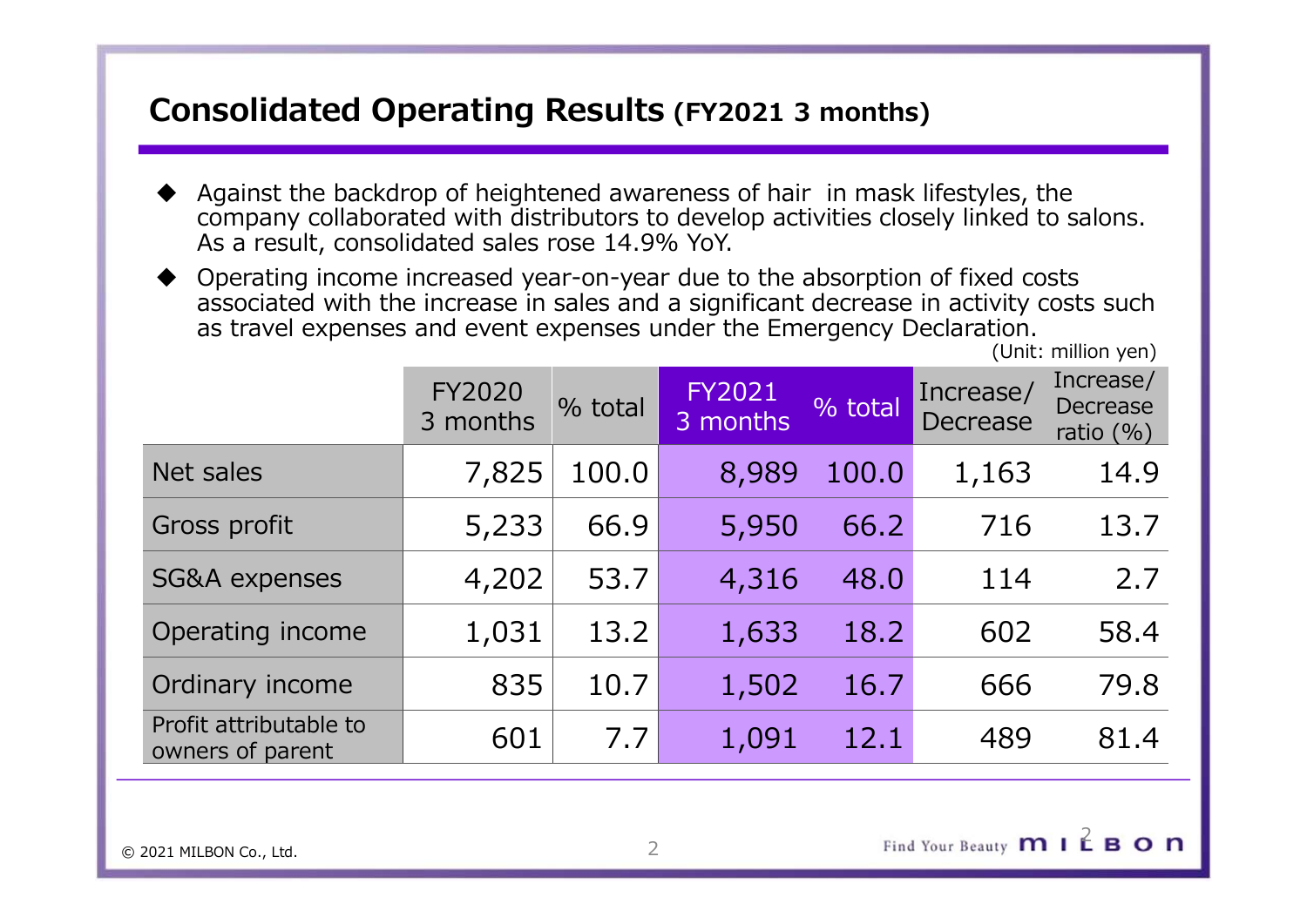# Consolidated Operating Results (FY2021 3 months)

- Against the backdrop of heightened awareness of hair in mask lifestyles, the company collaborated with distributors to develop activities closely linked to salons. As a result, consolidated sales rose 14.9% YoY.
- Operating income increased year-on-year due to the absorption of fixed costs associated with the increase in sales and a significant decrease in activity costs such as travel expenses and event expenses under the Emergency Declaration.

(Unit: million yen)

| | FY2020 3 months | % total | FY2021 3 months | % total | Increase/ Decrease | Increase/ Decrease ratio (%) |
|---|---|---|---|---|---|---|
| Net sales | 7,825 | 100.0 | 8,989 | 100.0 | 1,163 | 14.9 |
| Gross profit | 5,233 | 66.9 | 5,950 | 66.2 | 716 | 13.7 |
| SG&A expenses | 4,202 | 53.7 | 4,316 | 48.0 | 114 | 2.7 |
| Operating income | 1,031 | 13.2 | 1,633 | 18.2 | 602 | 58.4 |
| Ordinary income | 835 | 10.7 | 1,502 | 16.7 | 666 | 79.8 |
| Profit attributable to owners of parent | 601 | 7.7 | 1,091 | 12.1 | 489 | 81.4 |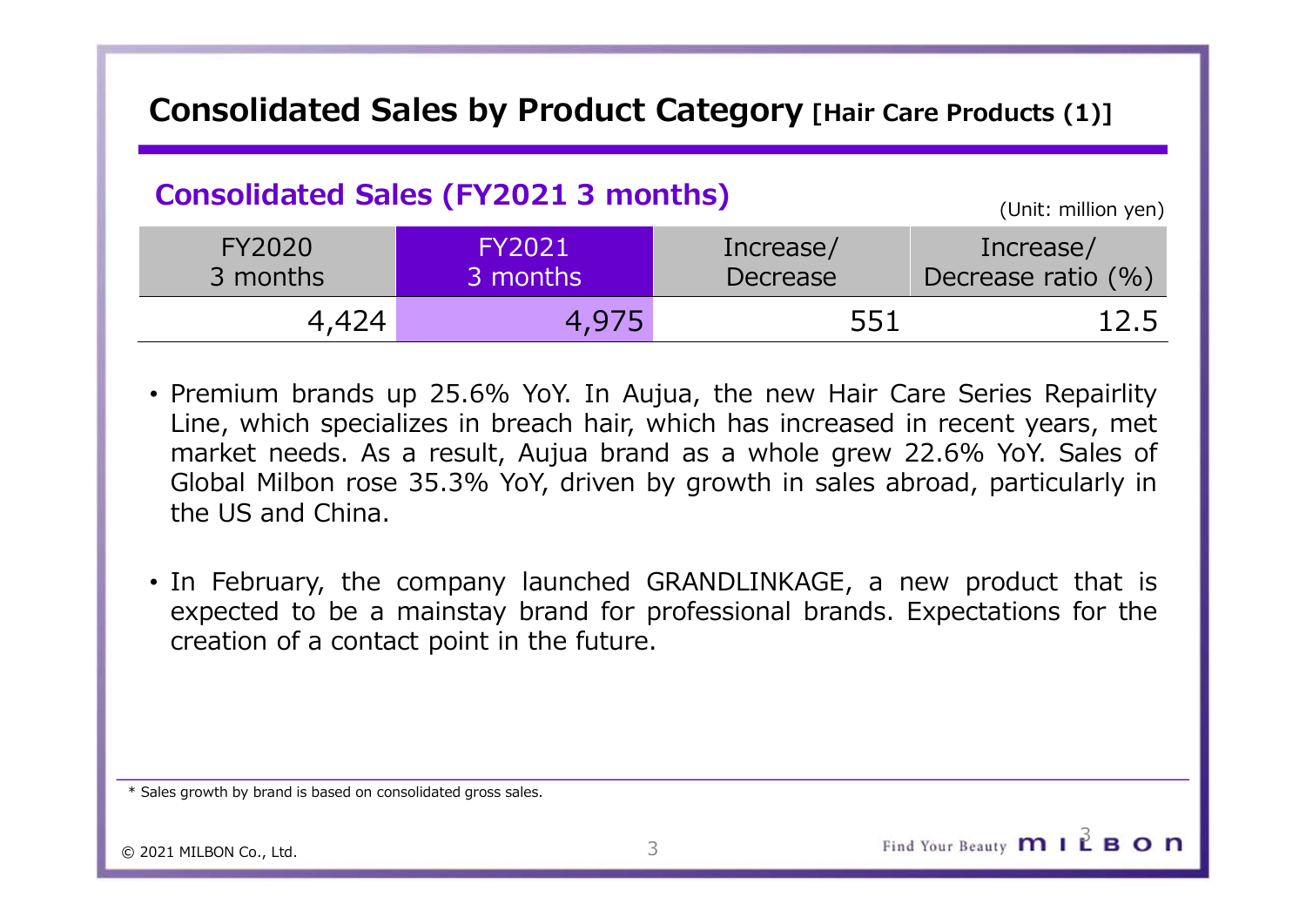# Consolidated Sales by Product Category [Hair Care Products (1)]

## Consolidated Sales (FY2021 3 months)

(Unit: million yen)

| FY2020 3 months | FY2021 3 months | Increase/ Decrease | Increase/ Decrease ratio (%) |
|---|---|---|---|
| 4,424 | 4,975 | 551 | 12.5 |

- Premium brands up 25.6% YoY. In Aujua, the new Hair Care Series Repairlity Line, which specializes in breach hair, which has increased in recent years, met market needs. As a result, Aujua brand as a whole grew 22.6% YoY. Sales of Global Milbon rose 35.3% YoY, driven by growth in sales abroad, particularly in the US and China.

- In February, the company launched GRANDLINKAGE, a new product that is expected to be a mainstay brand for professional brands. Expectations for the creation of a contact point in the future.

* Sales growth by brand is based on consolidated gross sales.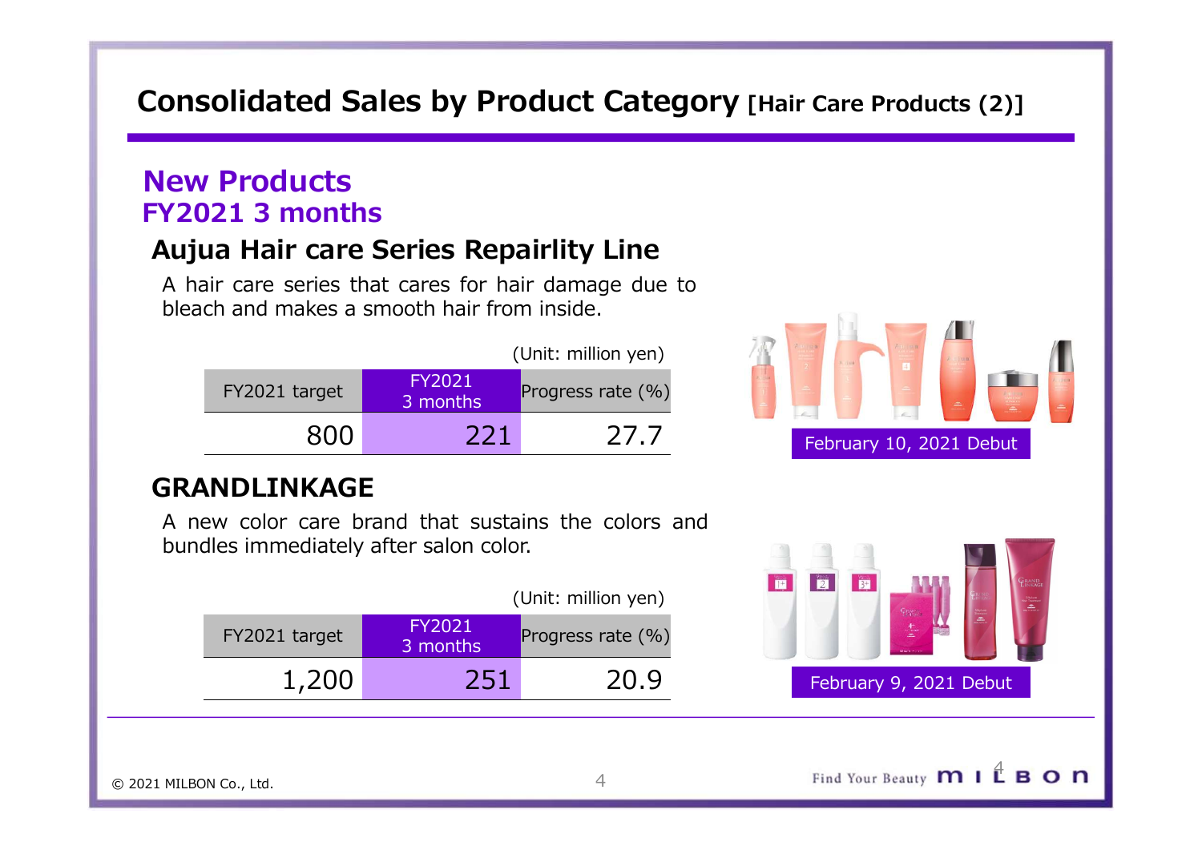# Consolidated Sales by Product Category [Hair Care Products (2)]

## New Products
## FY2021 3 months

### Aujua Hair care Series Repairlity Line

A hair care series that cares for hair damage due to bleach and makes a smooth hair from inside.

(Unit: million yen)

| FY2021 target | FY2021 3 months | Progress rate (%) |
|---|---|---|
| 800 | 221 | 27.7 |

February 10, 2021 Debut

### GRANDLINKAGE

A new color care brand that sustains the colors and bundles immediately after salon color.

(Unit: million yen)

| FY2021 target | FY2021 3 months | Progress rate (%) |
|---|---|---|
| 1,200 | 251 | 20.9 |

February 9, 2021 Debut

© 2021 MILBON Co., Ltd.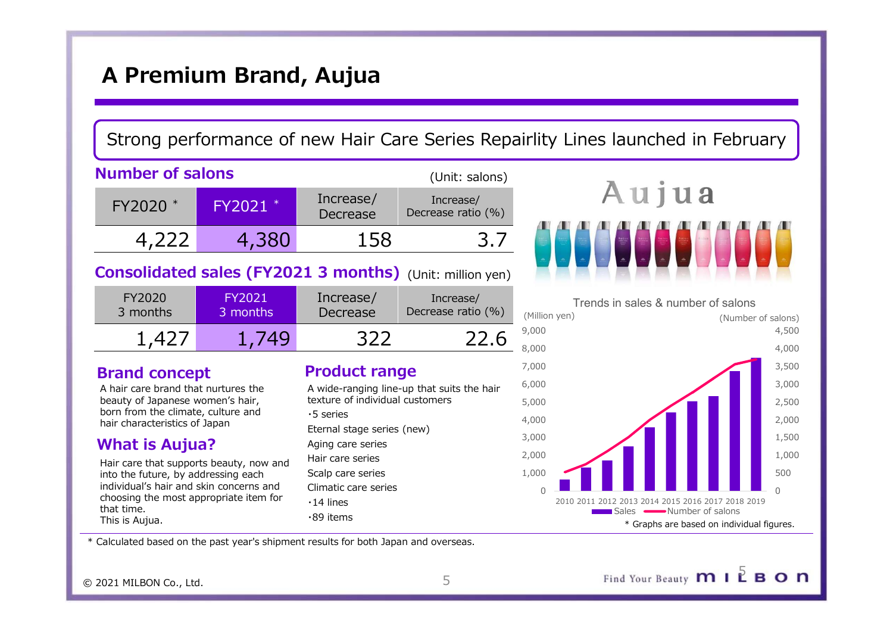# A Premium Brand, Aujua

Strong performance of new Hair Care Series Repairlity Lines launched in February

## Number of salons

(Unit: salons)

| FY2020 * | FY2021 * | Increase/ Decrease | Increase/ Decrease ratio (%) |
|---|---|---|---|
| 4,222 | 4,380 | 158 | 3.7 |

## Consolidated sales (FY2021 3 months)

(Unit: million yen)

| FY2020 3 months | FY2021 3 months | Increase/ Decrease | Increase/ Decrease ratio (%) |
|---|---|---|---|
| 1,427 | 1,749 | 322 | 22.6 |

## Brand concept

A hair care brand that nurtures the beauty of Japanese women's hair, born from the climate, culture and hair characteristics of Japan

## What is Aujua?

Hair care that supports beauty, now and into the future, by addressing each individual's hair and skin concerns and choosing the most appropriate item for that time.
This is Aujua.

## Product range

A wide-ranging line-up that suits the hair texture of individual customers

・5 series

Eternal stage series (new)
Aging care series
Hair care series
Scalp care series
Climatic care series

・14 lines
・89 items

Trends in sales & number of salons

* Graphs are based on individual figures.

* Calculated based on the past year's shipment results for both Japan and overseas.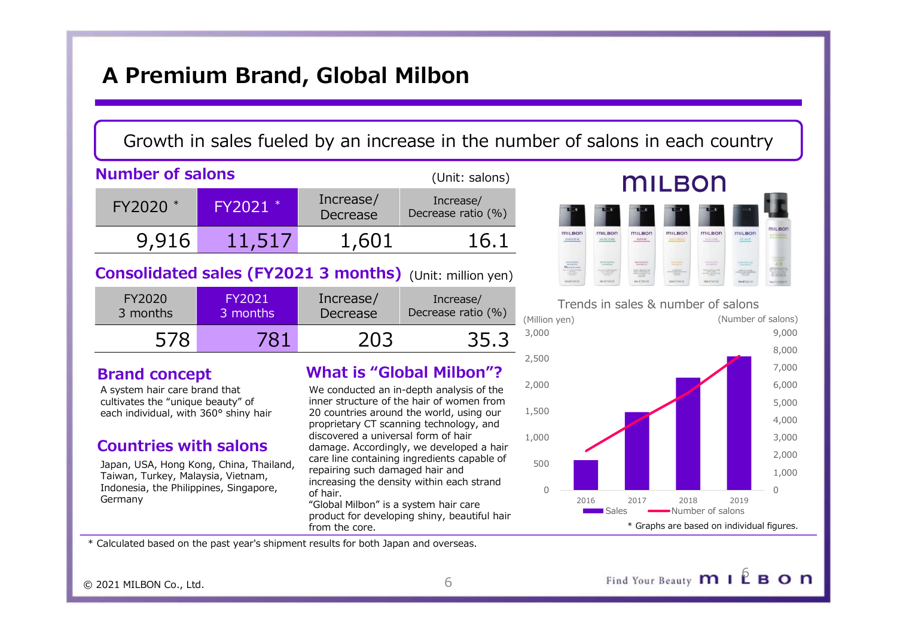# A Premium Brand, Global Milbon

Growth in sales fueled by an increase in the number of salons in each country

## Number of salons

(Unit: salons)

| FY2020 * | FY2021 * | Increase/ Decrease | Increase/ Decrease ratio (%) |
|---|---|---|---|
| 9,916 | 11,517 | 1,601 | 16.1 |

## Consolidated sales (FY2021 3 months)

(Unit: million yen)

| FY2020 3 months | FY2021 3 months | Increase/ Decrease | Increase/ Decrease ratio (%) |
|---|---|---|---|
| 578 | 781 | 203 | 35.3 |

## Brand concept

A system hair care brand that cultivates the "unique beauty" of each individual, with 360° shiny hair

## Countries with salons

Japan, USA, Hong Kong, China, Thailand, Taiwan, Turkey, Malaysia, Vietnam, Indonesia, the Philippines, Singapore, Germany

## What is "Global Milbon"?

We conducted an in-depth analysis of the inner structure of the hair of women from 20 countries around the world, using our proprietary CT scanning technology, and discovered a universal form of hair damage. Accordingly, we developed a hair care line containing ingredients capable of repairing such damaged hair and increasing the density within each strand of hair.

"Global Milbon" is a system hair care product for developing shiny, beautiful hair from the core.

Trends in sales & number of salons

* Graphs are based on individual figures.

* Calculated based on the past year's shipment results for both Japan and overseas.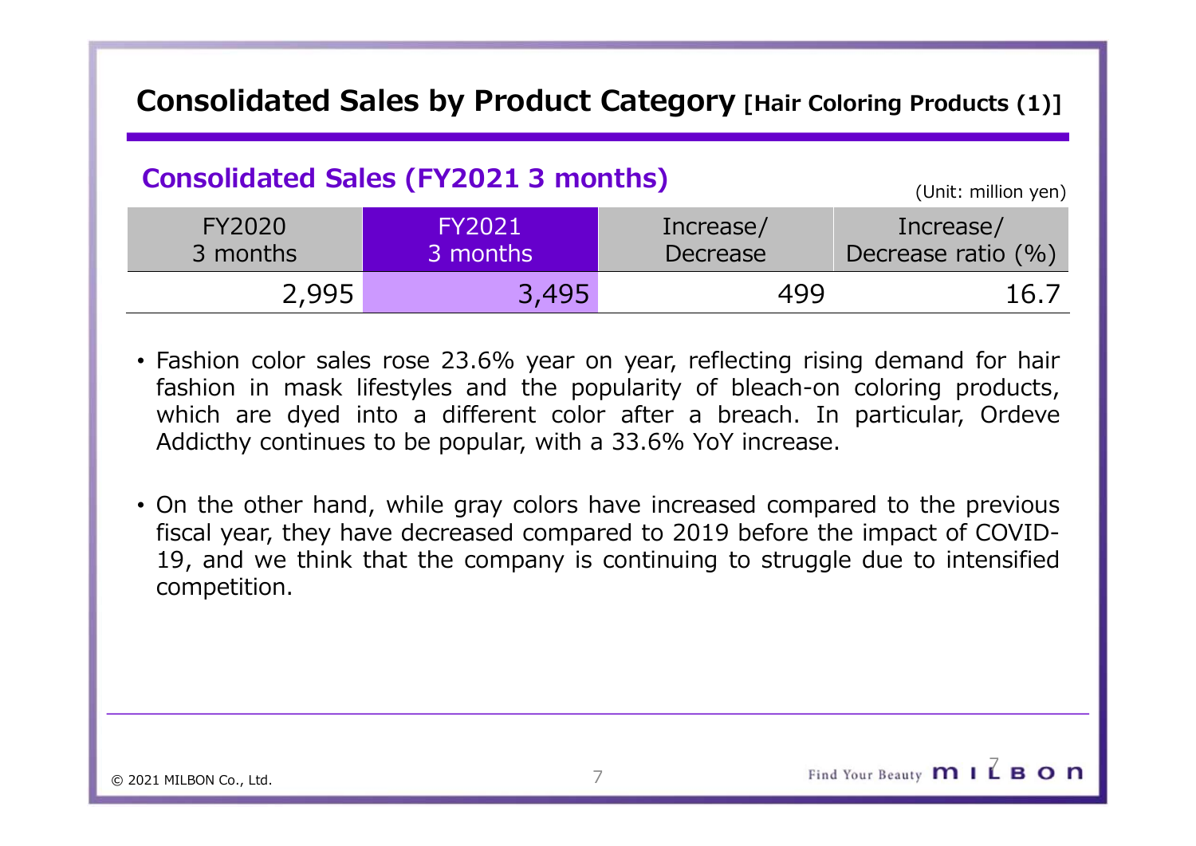# Consolidated Sales by Product Category [Hair Coloring Products (1)]

## Consolidated Sales (FY2021 3 months)

(Unit: million yen)

| FY2020 3 months | FY2021 3 months | Increase/ Decrease | Increase/ Decrease ratio (%) |
|---|---|---|---|
| 2,995 | 3,495 | 499 | 16.7 |

- Fashion color sales rose 23.6% year on year, reflecting rising demand for hair fashion in mask lifestyles and the popularity of bleach-on coloring products, which are dyed into a different color after a breach. In particular, Ordeve Addicthy continues to be popular, with a 33.6% YoY increase.

- On the other hand, while gray colors have increased compared to the previous fiscal year, they have decreased compared to 2019 before the impact of COVID-19, and we think that the company is continuing to struggle due to intensified competition.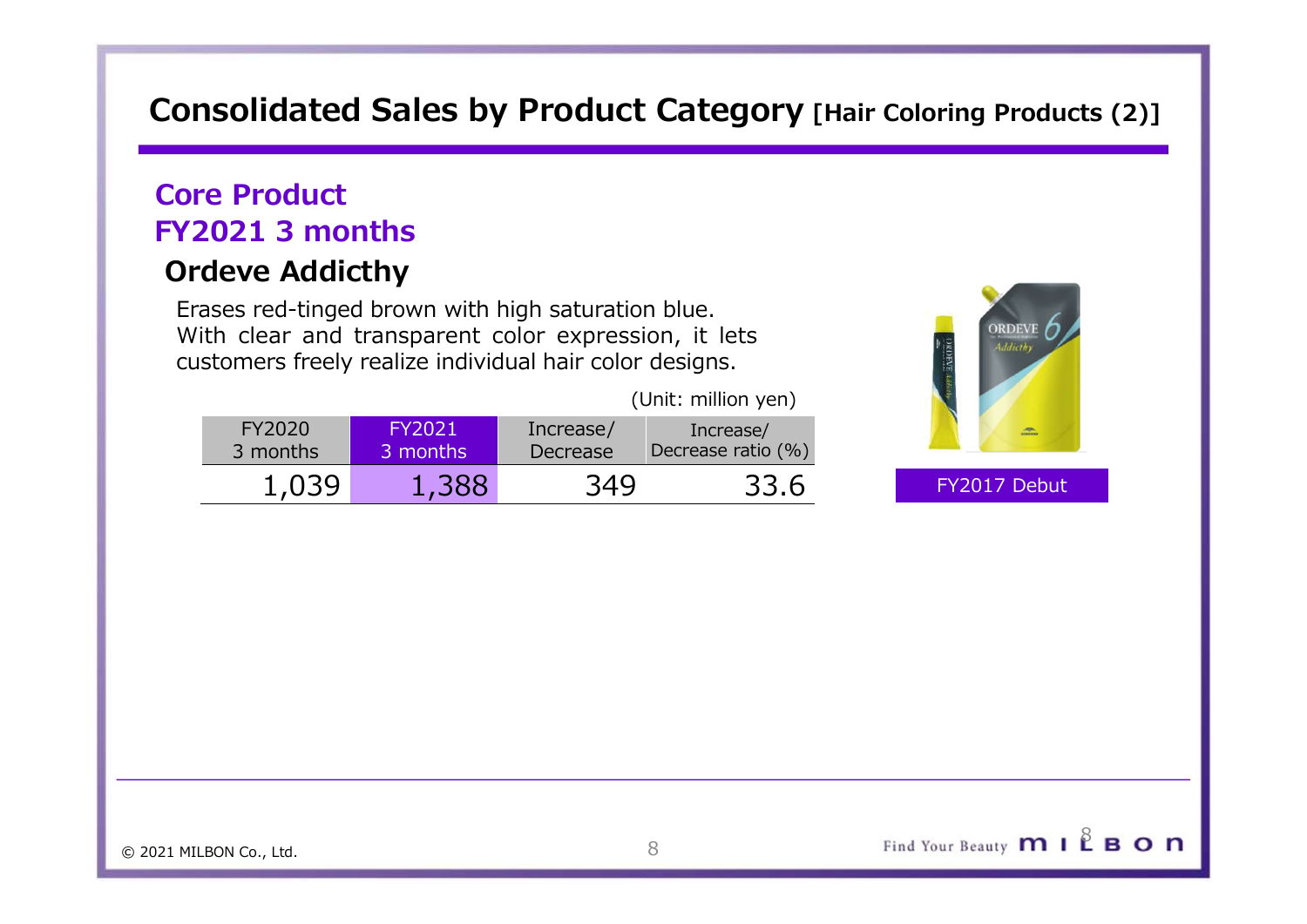# Consolidated Sales by Product Category [Hair Coloring Products (2)]

## Core Product
## FY2021 3 months

### Ordeve Addicthy

Erases red-tinged brown with high saturation blue.
With clear and transparent color expression, it lets customers freely realize individual hair color designs.

(Unit: million yen)

| FY2020 3 months | FY2021 3 months | Increase/ Decrease | Increase/ Decrease ratio (%) |
|---|---|---|---|
| 1,039 | 1,388 | 349 | 33.6 |

FY2017 Debut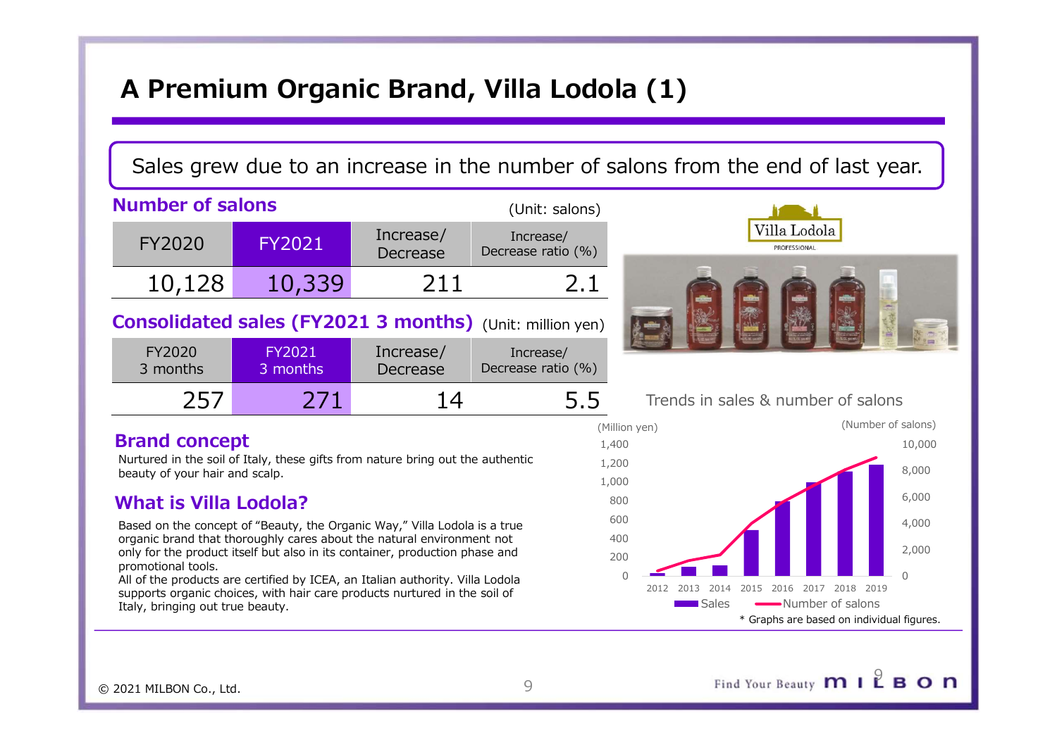# A Premium Organic Brand, Villa Lodola (1)

Sales grew due to an increase in the number of salons from the end of last year.

## Number of salons

(Unit: salons)

| FY2020 | FY2021 | Increase/ Decrease | Increase/ Decrease ratio (%) |
|---|---|---|---|
| 10,128 | 10,339 | 211 | 2.1 |

## Consolidated sales (FY2021 3 months)

(Unit: million yen)

| FY2020 3 months | FY2021 3 months | Increase/ Decrease | Increase/ Decrease ratio (%) |
|---|---|---|---|
| 257 | 271 | 14 | 5.5 |

## Brand concept

Nurtured in the soil of Italy, these gifts from nature bring out the authentic beauty of your hair and scalp.

## What is Villa Lodola?

Based on the concept of "Beauty, the Organic Way," Villa Lodola is a true organic brand that thoroughly cares about the natural environment not only for the product itself but also in its container, production phase and promotional tools.
All of the products are certified by ICEA, an Italian authority. Villa Lodola supports organic choices, with hair care products nurtured in the soil of Italy, bringing out true beauty.

Trends in sales & number of salons

\* Graphs are based on individual figures.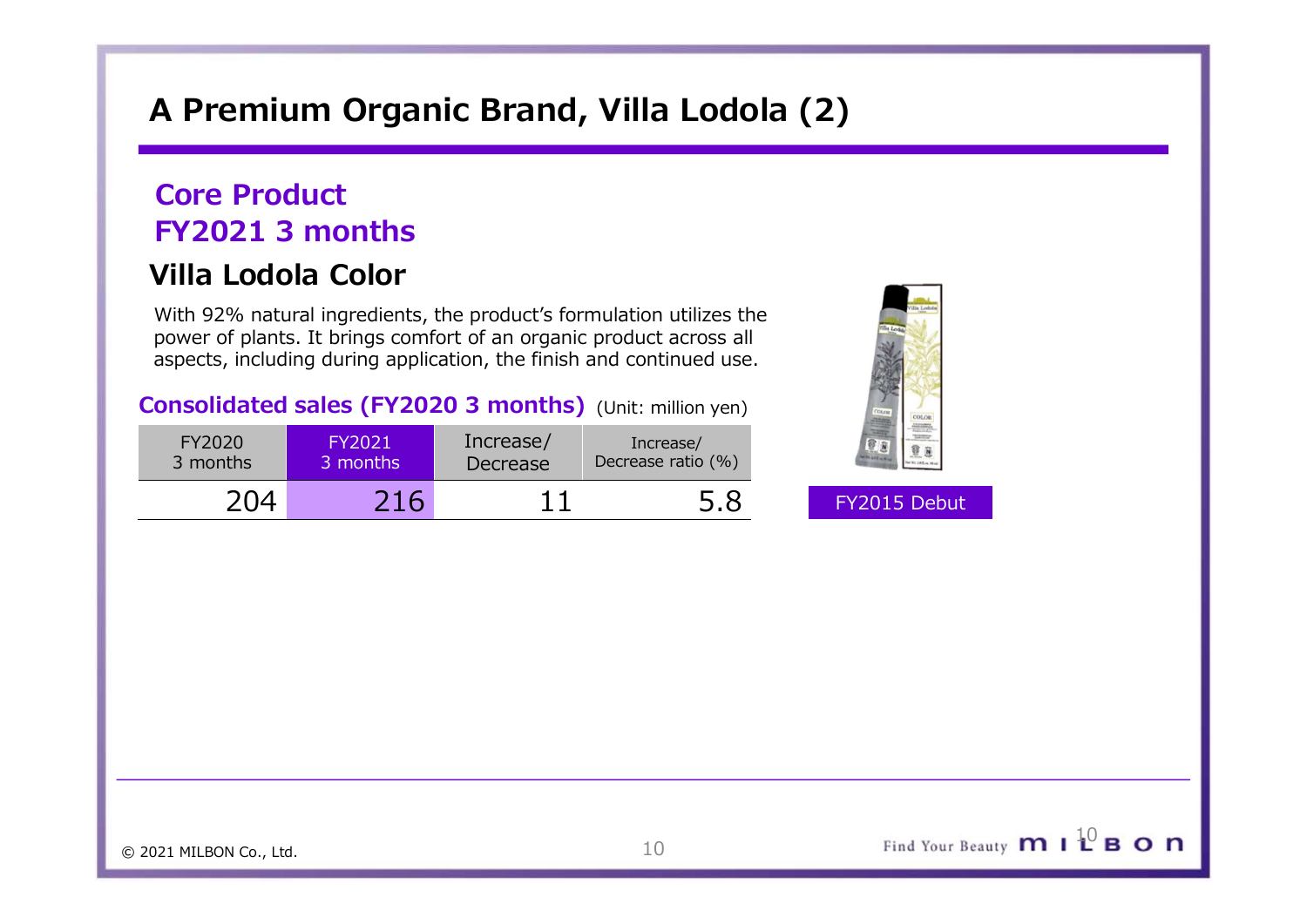# A Premium Organic Brand, Villa Lodola (2)

## Core Product
## FY2021 3 months

### Villa Lodola Color

With 92% natural ingredients, the product's formulation utilizes the power of plants. It brings comfort of an organic product across all aspects, including during application, the finish and continued use.

**Consolidated sales (FY2020 3 months)** (Unit: million yen)

| FY2020 3 months | FY2021 3 months | Increase/ Decrease | Increase/ Decrease ratio (%) |
|---|---|---|---|
| 204 | 216 | 11 | 5.8 |

FY2015 Debut

© 2021 MILBON Co., Ltd.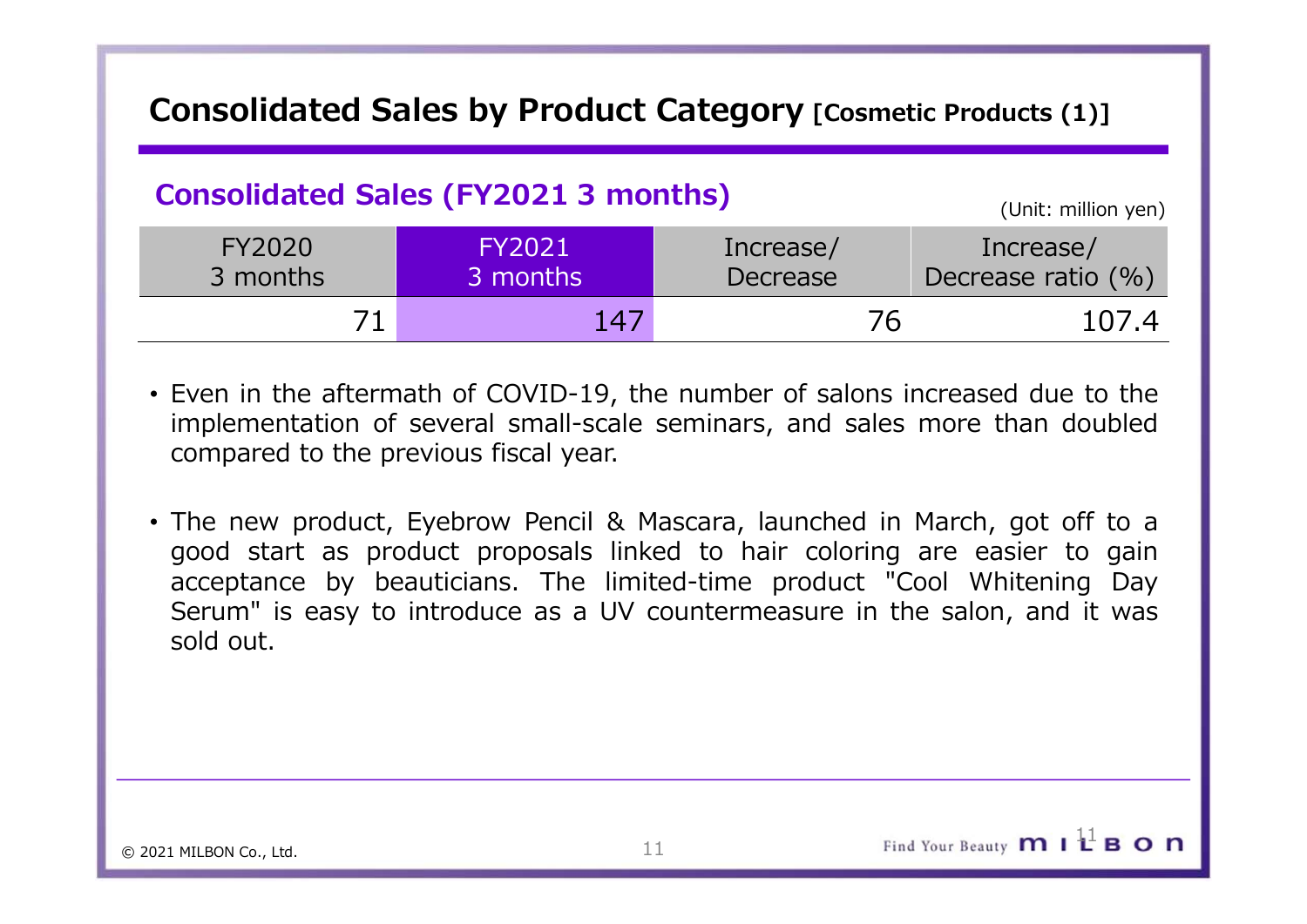# Consolidated Sales by Product Category [Cosmetic Products (1)]

## Consolidated Sales (FY2021 3 months)

(Unit: million yen)

| FY2020 3 months | FY2021 3 months | Increase/ Decrease | Increase/ Decrease ratio (%) |
|---|---|---|---|
| 71 | 147 | 76 | 107.4 |

- Even in the aftermath of COVID-19, the number of salons increased due to the implementation of several small-scale seminars, and sales more than doubled compared to the previous fiscal year.

- The new product, Eyebrow Pencil & Mascara, launched in March, got off to a good start as product proposals linked to hair coloring are easier to gain acceptance by beauticians. The limited-time product "Cool Whitening Day Serum" is easy to introduce as a UV countermeasure in the salon, and it was sold out.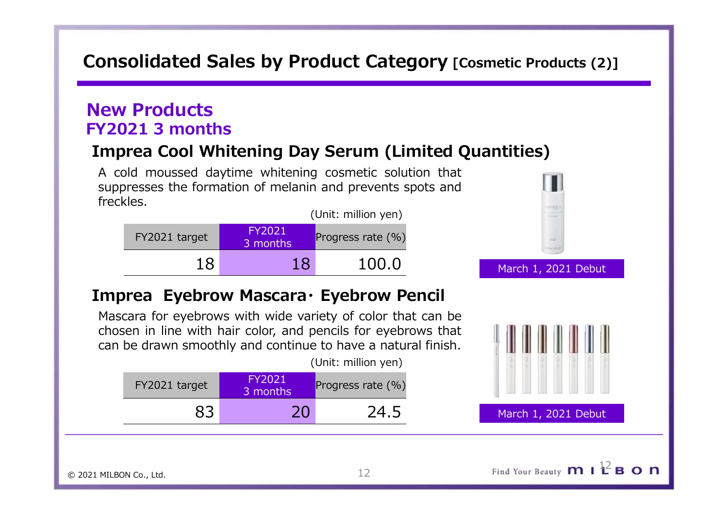# Consolidated Sales by Product Category [Cosmetic Products (2)]

## New Products
## FY2021 3 months

### Imprea Cool Whitening Day Serum (Limited Quantities)

A cold moussed daytime whitening cosmetic solution that suppresses the formation of melanin and prevents spots and freckles.

(Unit: million yen)

| FY2021 target | FY2021 3 months | Progress rate (%) |
|---|---|---|
| 18 | 18 | 100.0 |

March 1, 2021 Debut

### Imprea Eyebrow Mascara· Eyebrow Pencil

Mascara for eyebrows with wide variety of color that can be chosen in line with hair color, and pencils for eyebrows that can be drawn smoothly and continue to have a natural finish.

(Unit: million yen)

| FY2021 target | FY2021 3 months | Progress rate (%) |
|---|---|---|
| 83 | 20 | 24.5 |

March 1, 2021 Debut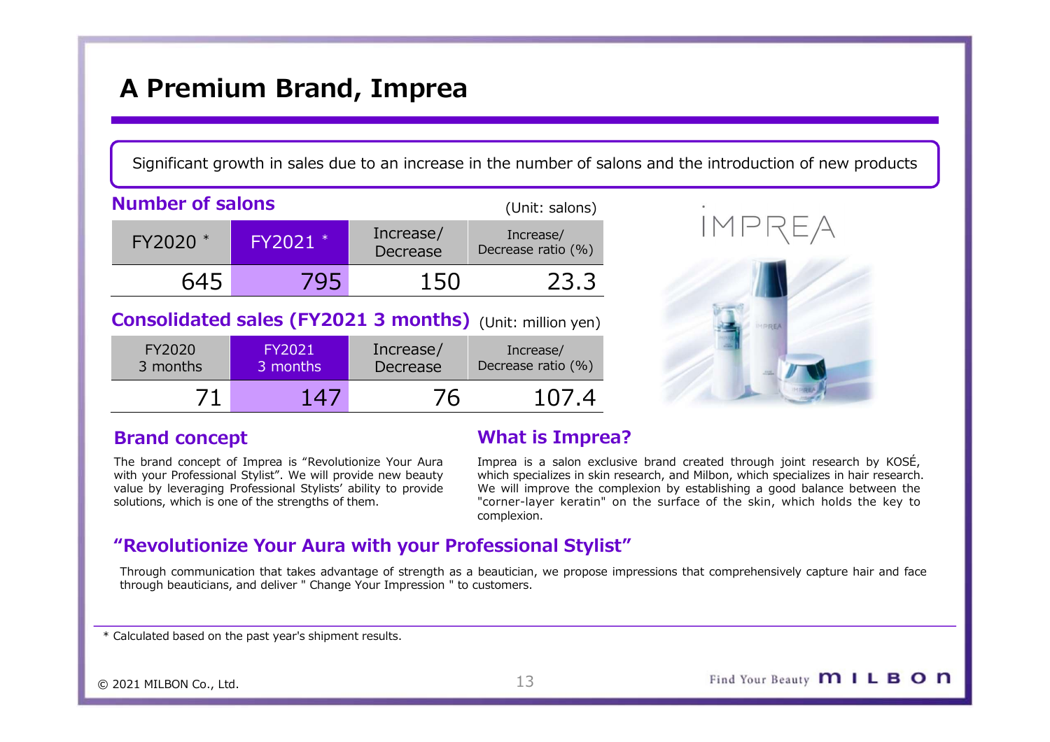# A Premium Brand, Imprea

Significant growth in sales due to an increase in the number of salons and the introduction of new products

## Number of salons

(Unit: salons)

| FY2020 * | FY2021 * | Increase/ Decrease | Increase/ Decrease ratio (%) |
|---|---|---|---|
| 645 | 795 | 150 | 23.3 |

## Consolidated sales (FY2021 3 months)

(Unit: million yen)

| FY2020 3 months | FY2021 3 months | Increase/ Decrease | Increase/ Decrease ratio (%) |
|---|---|---|---|
| 71 | 147 | 76 | 107.4 |

## Brand concept

The brand concept of Imprea is "Revolutionize Your Aura with your Professional Stylist". We will provide new beauty value by leveraging Professional Stylists' ability to provide solutions, which is one of the strengths of them.

## What is Imprea?

Imprea is a salon exclusive brand created through joint research by KOSÉ, which specializes in skin research, and Milbon, which specializes in hair research. We will improve the complexion by establishing a good balance between the "corner-layer keratin" on the surface of the skin, which holds the key to complexion.

## "Revolutionize Your Aura with your Professional Stylist"

Through communication that takes advantage of strength as a beautician, we propose impressions that comprehensively capture hair and face through beauticians, and deliver " Change Your Impression " to customers.

* Calculated based on the past year's shipment results.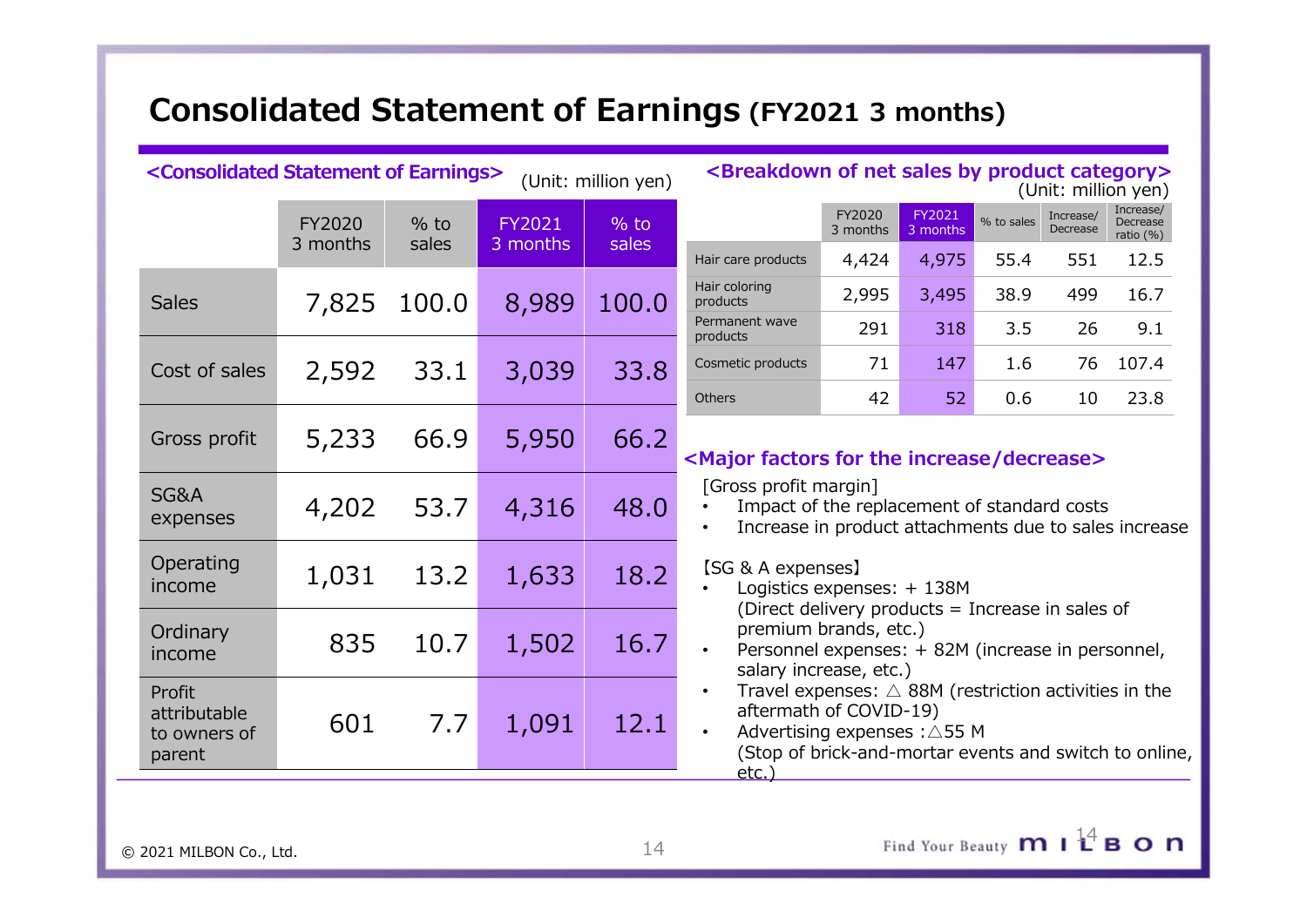# Consolidated Statement of Earnings (FY2021 3 months)

## <Consolidated Statement of Earnings>

(Unit: million yen)

| | FY2020 3 months | % to sales | FY2021 3 months | % to sales |
|---|---|---|---|---|
| Sales | 7,825 | 100.0 | 8,989 | 100.0 |
| Cost of sales | 2,592 | 33.1 | 3,039 | 33.8 |
| Gross profit | 5,233 | 66.9 | 5,950 | 66.2 |
| SG&A expenses | 4,202 | 53.7 | 4,316 | 48.0 |
| Operating income | 1,031 | 13.2 | 1,633 | 18.2 |
| Ordinary income | 835 | 10.7 | 1,502 | 16.7 |
| Profit attributable to owners of parent | 601 | 7.7 | 1,091 | 12.1 |

## <Breakdown of net sales by product category>

(Unit: million yen)

| | FY2020 3 months | FY2021 3 months | % to sales | Increase/ Decrease | Increase/ Decrease ratio (%) |
|---|---|---|---|---|---|
| Hair care products | 4,424 | 4,975 | 55.4 | 551 | 12.5 |
| Hair coloring products | 2,995 | 3,495 | 38.9 | 499 | 16.7 |
| Permanent wave products | 291 | 318 | 3.5 | 26 | 9.1 |
| Cosmetic products | 71 | 147 | 1.6 | 76 | 107.4 |
| Others | 42 | 52 | 0.6 | 10 | 23.8 |

## <Major factors for the increase/decrease>

[Gross profit margin]

- Impact of the replacement of standard costs
- Increase in product attachments due to sales increase

【SG & A expenses】

- Logistics expenses: + 138M
  (Direct delivery products = Increase in sales of premium brands, etc.)
- Personnel expenses: + 82M (increase in personnel, salary increase, etc.)
- Travel expenses: △ 88M (restriction activities in the aftermath of COVID-19)
- Advertising expenses :△55 M
  (Stop of brick-and-mortar events and switch to online, etc.)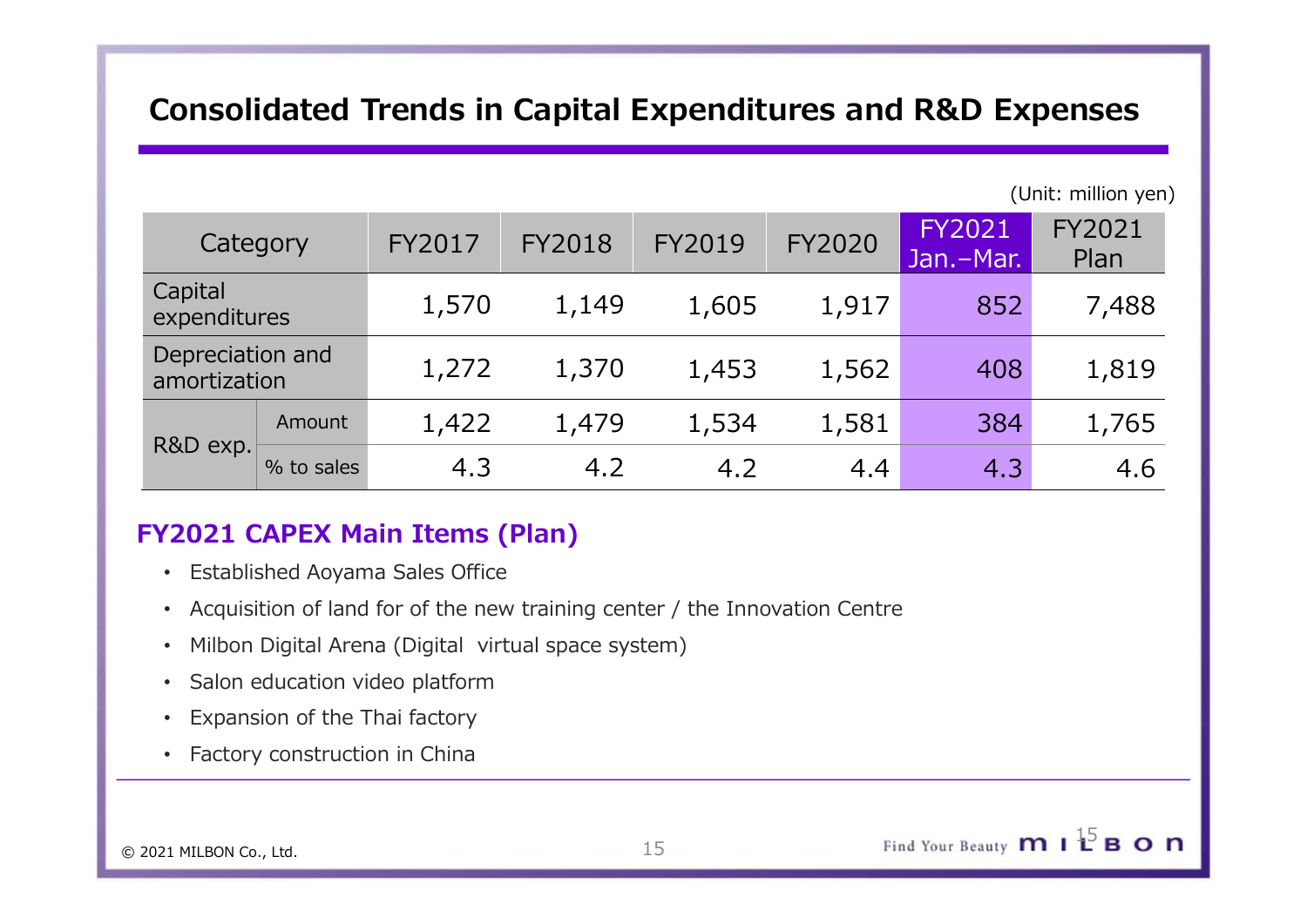# Consolidated Trends in Capital Expenditures and R&D Expenses

(Unit: million yen)

| Category | | FY2017 | FY2018 | FY2019 | FY2020 | FY2021 Jan.–Mar. | FY2021 Plan |
|---|---|---|---|---|---|---|---|
| Capital expenditures | | 1,570 | 1,149 | 1,605 | 1,917 | 852 | 7,488 |
| Depreciation and amortization | | 1,272 | 1,370 | 1,453 | 1,562 | 408 | 1,819 |
| R&D exp. | Amount | 1,422 | 1,479 | 1,534 | 1,581 | 384 | 1,765 |
| | % to sales | 4.3 | 4.2 | 4.2 | 4.4 | 4.3 | 4.6 |

## FY2021 CAPEX Main Items (Plan)

- Established Aoyama Sales Office
- Acquisition of land for of the new training center / the Innovation Centre
- Milbon Digital Arena (Digital virtual space system)
- Salon education video platform
- Expansion of the Thai factory
- Factory construction in China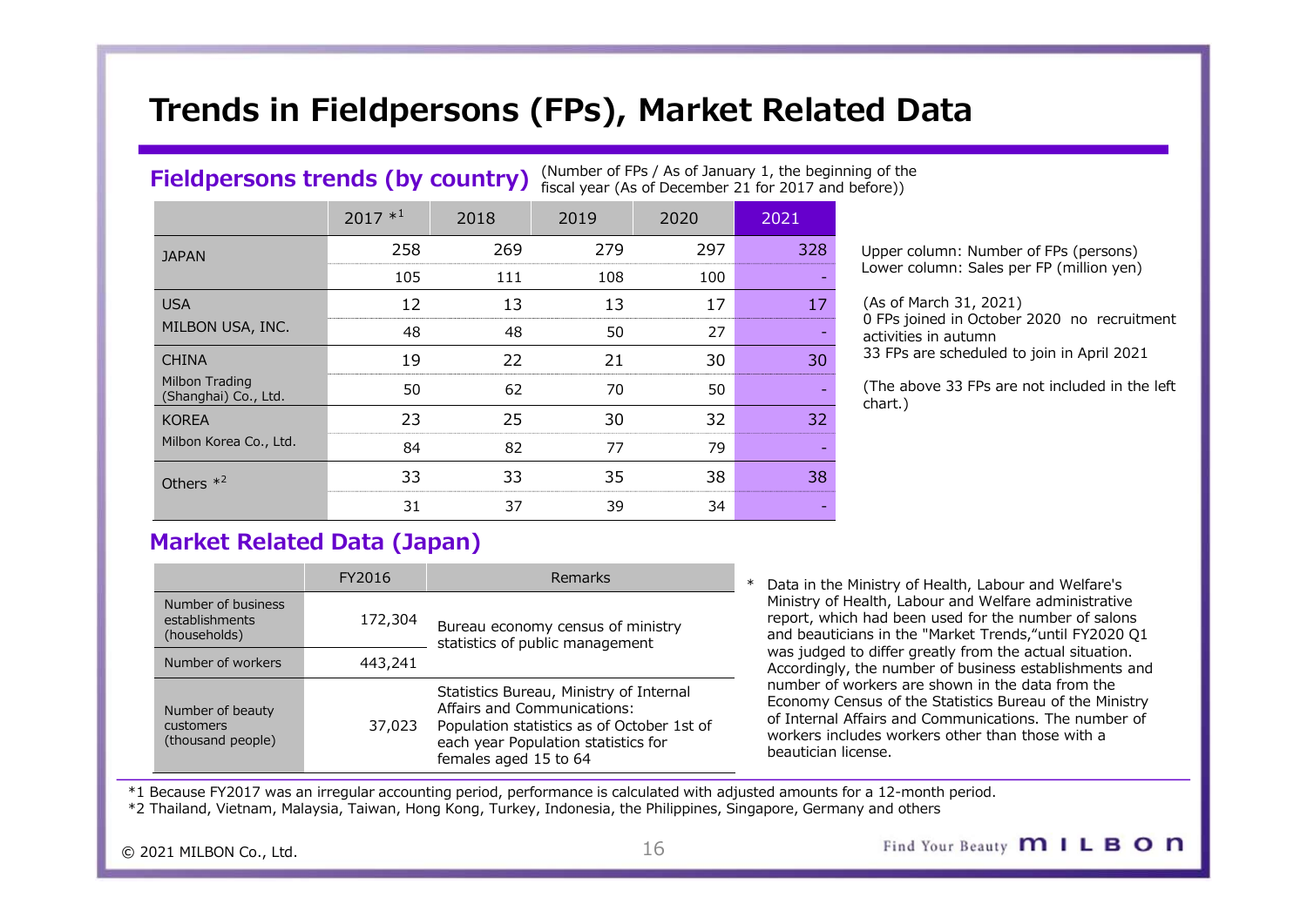# Trends in Fieldpersons (FPs), Market Related Data

## Fieldpersons trends (by country)

(Number of FPs / As of January 1, the beginning of the fiscal year (As of December 21 for 2017 and before))

| | 2017 *1 | 2018 | 2019 | 2020 | 2021 |
|---|---|---|---|---|---|
| JAPAN | 258 | 269 | 279 | 297 | 328 |
| | 105 | 111 | 108 | 100 | - |
| USA<br>MILBON USA, INC. | 12 | 13 | 13 | 17 | 17 |
| | 48 | 48 | 50 | 27 | - |
| CHINA<br>Milbon Trading (Shanghai) Co., Ltd. | 19 | 22 | 21 | 30 | 30 |
| | 50 | 62 | 70 | 50 | - |
| KOREA<br>Milbon Korea Co., Ltd. | 23 | 25 | 30 | 32 | 32 |
| | 84 | 82 | 77 | 79 | - |
| Others *2 | 33 | 33 | 35 | 38 | 38 |
| | 31 | 37 | 39 | 34 | - |

Upper column: Number of FPs (persons)
Lower column: Sales per FP (million yen)

(As of March 31, 2021)
0 FPs joined in October 2020 no recruitment activities in autumn
33 FPs are scheduled to join in April 2021

(The above 33 FPs are not included in the left chart.)

## Market Related Data (Japan)

| | FY2016 | Remarks |
|---|---|---|
| Number of business establishments (households) | 172,304 | Bureau economy census of ministry statistics of public management |
| Number of workers | 443,241 | |
| Number of beauty customers (thousand people) | 37,023 | Statistics Bureau, Ministry of Internal Affairs and Communications: Population statistics as of October 1st of each year Population statistics for females aged 15 to 64 |

* Data in the Ministry of Health, Labour and Welfare's Ministry of Health, Labour and Welfare administrative report, which had been used for the number of salons and beauticians in the "Market Trends,"until FY2020 Q1 was judged to differ greatly from the actual situation. Accordingly, the number of business establishments and number of workers are shown in the data from the Economy Census of the Statistics Bureau of the Ministry of Internal Affairs and Communications. The number of workers includes workers other than those with a beautician license.

*1 Because FY2017 was an irregular accounting period, performance is calculated with adjusted amounts for a 12-month period.
*2 Thailand, Vietnam, Malaysia, Taiwan, Hong Kong, Turkey, Indonesia, the Philippines, Singapore, Germany and others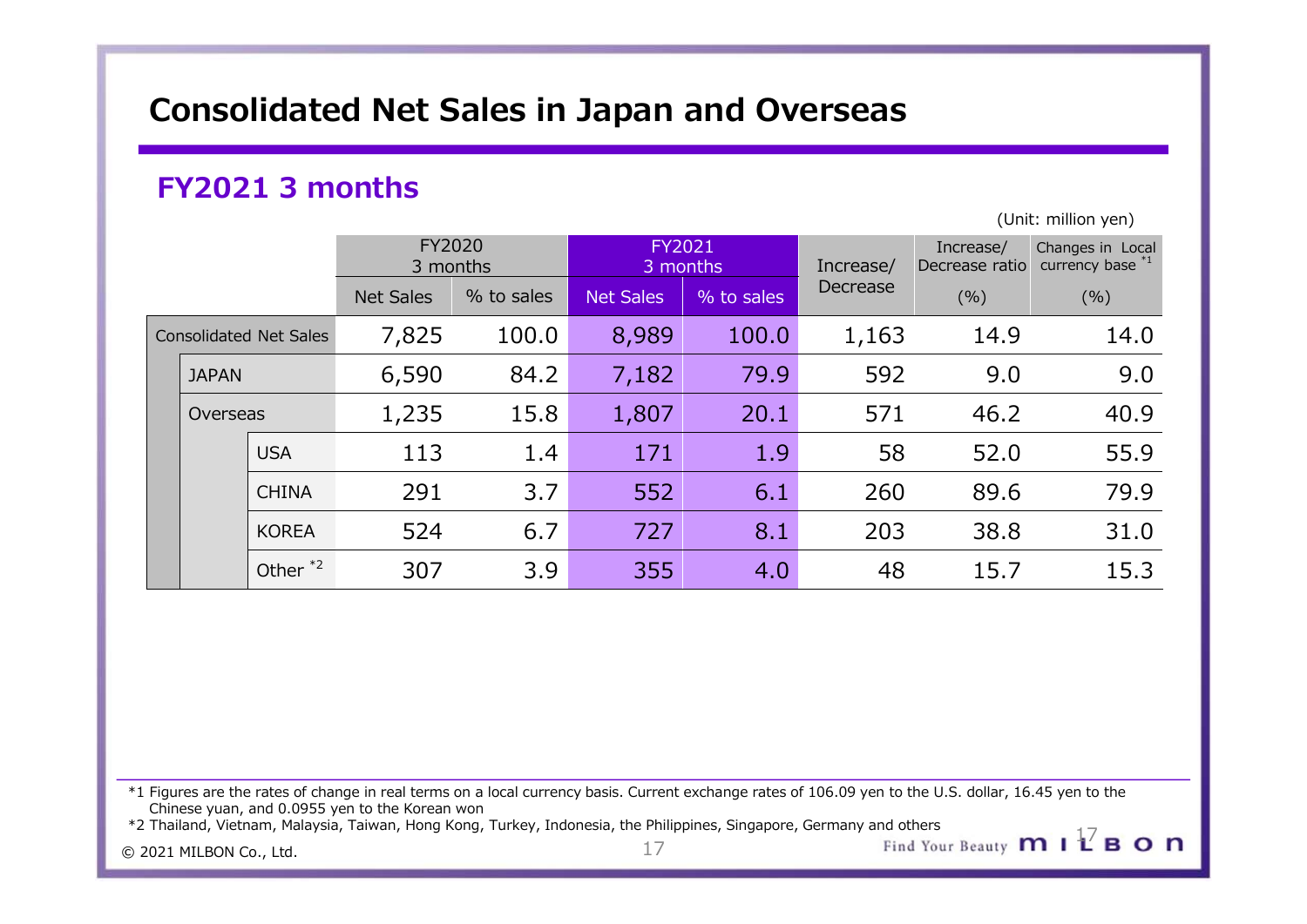# Consolidated Net Sales in Japan and Overseas

## FY2021 3 months

(Unit: million yen)

| | | FY2020 3 months | | FY2021 3 months | | Increase/ Decrease | Increase/ Decrease ratio | Changes in Local currency base [*1] |
|---|---|---|---|---|---|---|---|---|
| | | Net Sales | % to sales | Net Sales | % to sales | | (%) | (%) |
| Consolidated Net Sales | | 7,825 | 100.0 | 8,989 | 100.0 | 1,163 | 14.9 | 14.0 |
| JAPAN | | 6,590 | 84.2 | 7,182 | 79.9 | 592 | 9.0 | 9.0 |
| Overseas | | 1,235 | 15.8 | 1,807 | 20.1 | 571 | 46.2 | 40.9 |
| | USA | 113 | 1.4 | 171 | 1.9 | 58 | 52.0 | 55.9 |
| | CHINA | 291 | 3.7 | 552 | 6.1 | 260 | 89.6 | 79.9 |
| | KOREA | 524 | 6.7 | 727 | 8.1 | 203 | 38.8 | 31.0 |
| | Other [*2] | 307 | 3.9 | 355 | 4.0 | 48 | 15.7 | 15.3 |

*1 Figures are the rates of change in real terms on a local currency basis. Current exchange rates of 106.09 yen to the U.S. dollar, 16.45 yen to the Chinese yuan, and 0.0955 yen to the Korean won

*2 Thailand, Vietnam, Malaysia, Taiwan, Hong Kong, Turkey, Indonesia, the Philippines, Singapore, Germany and others

© 2021 MILBON Co., Ltd.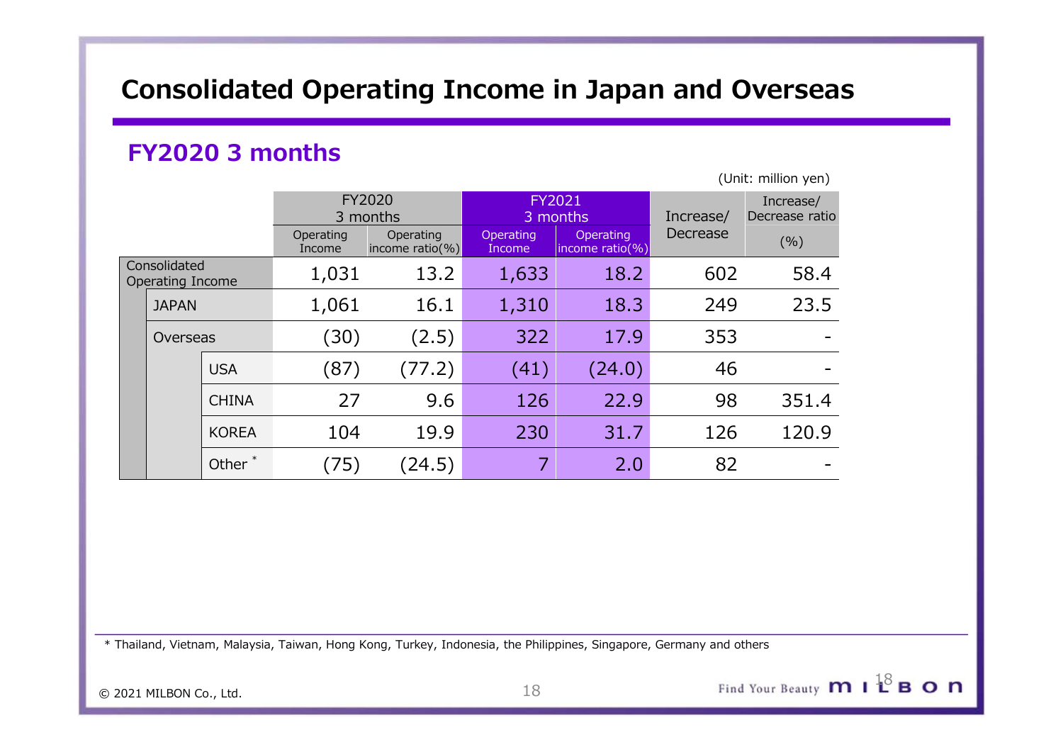# Consolidated Operating Income in Japan and Overseas

## FY2020 3 months

(Unit: million yen)

| | | | FY2020 3 months | | FY2021 3 months | | Increase/ Decrease | Increase/ Decrease ratio |
|---|---|---|---|---|---|---|---|---|
| | | | Operating Income | Operating income ratio(%) | Operating Income | Operating income ratio(%) | | (%) |
| Consolidated Operating Income | | | 1,031 | 13.2 | 1,633 | 18.2 | 602 | 58.4 |
| | JAPAN | | 1,061 | 16.1 | 1,310 | 18.3 | 249 | 23.5 |
| | Overseas | | (30) | (2.5) | 322 | 17.9 | 353 | - |
| | | USA | (87) | (77.2) | (41) | (24.0) | 46 | - |
| | | CHINA | 27 | 9.6 | 126 | 22.9 | 98 | 351.4 |
| | | KOREA | 104 | 19.9 | 230 | 31.7 | 126 | 120.9 |
| | | Other * | (75) | (24.5) | 7 | 2.0 | 82 | - |

* Thailand, Vietnam, Malaysia, Taiwan, Hong Kong, Turkey, Indonesia, the Philippines, Singapore, Germany and others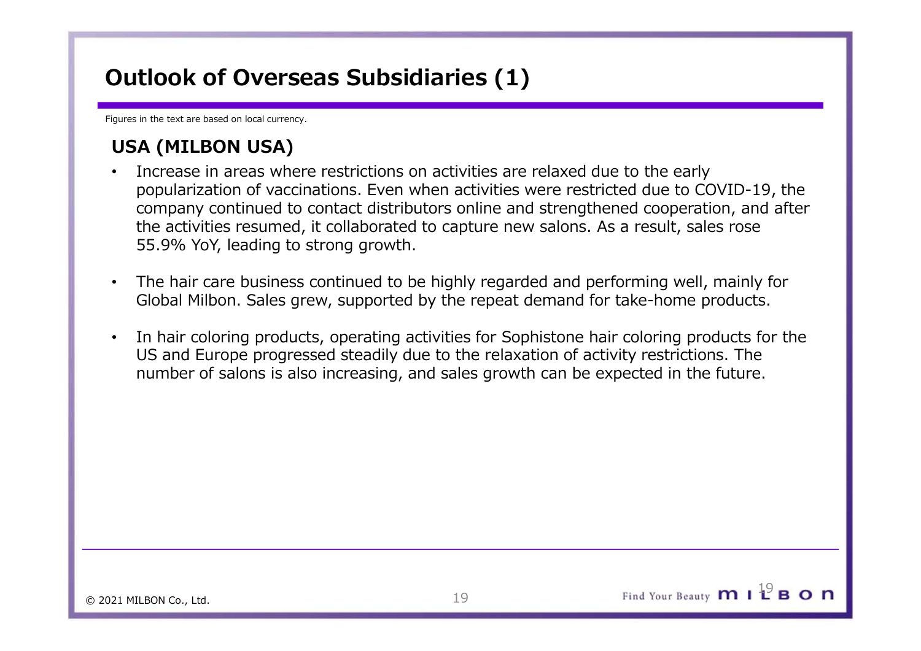# Outlook of Overseas Subsidiaries (1)

Figures in the text are based on local currency.

## USA (MILBON USA)

- Increase in areas where restrictions on activities are relaxed due to the early popularization of vaccinations. Even when activities were restricted due to COVID-19, the company continued to contact distributors online and strengthened cooperation, and after the activities resumed, it collaborated to capture new salons. As a result, sales rose 55.9% YoY, leading to strong growth.
- The hair care business continued to be highly regarded and performing well, mainly for Global Milbon. Sales grew, supported by the repeat demand for take-home products.
- In hair coloring products, operating activities for Sophistone hair coloring products for the US and Europe progressed steadily due to the relaxation of activity restrictions. The number of salons is also increasing, and sales growth can be expected in the future.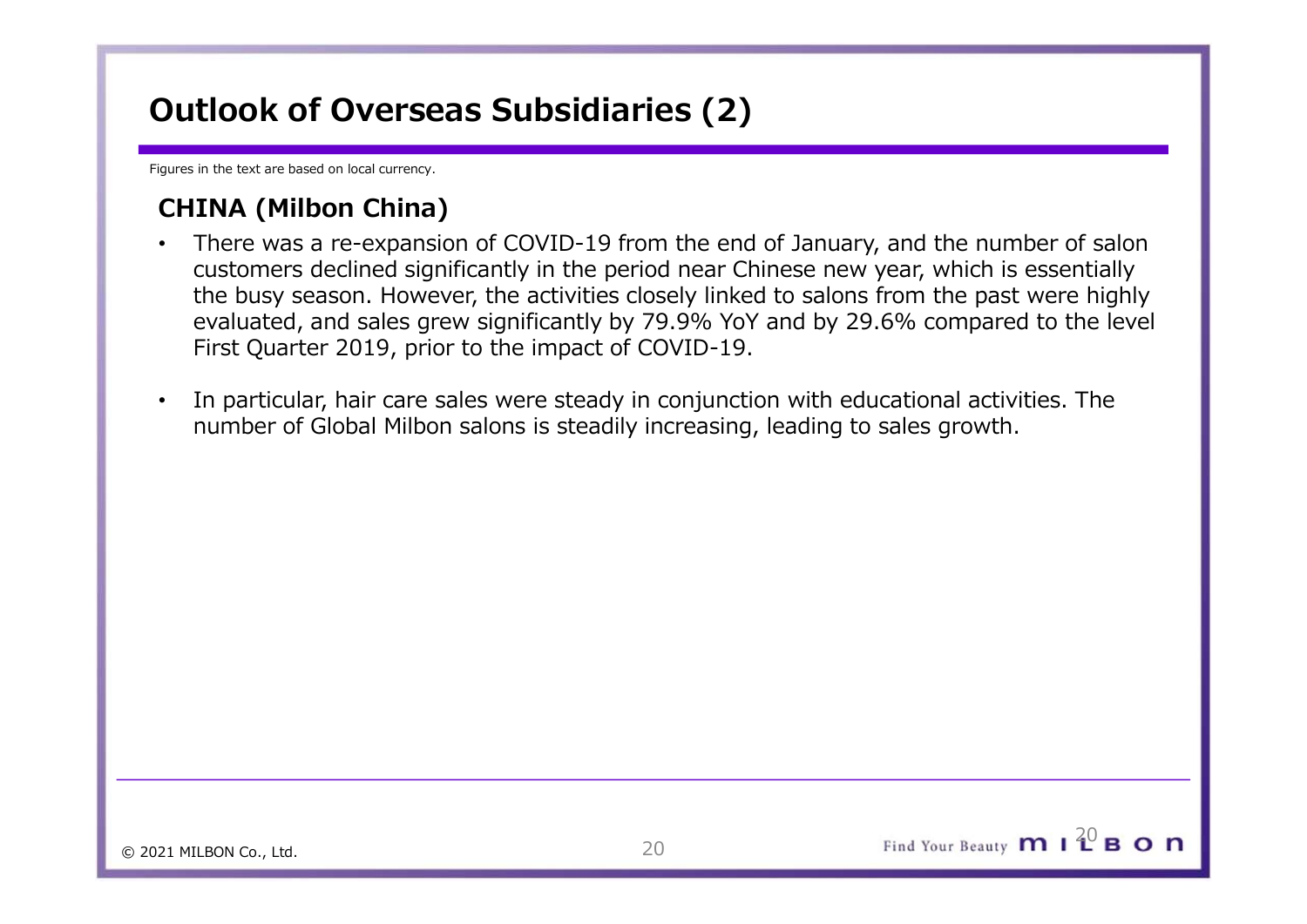# Outlook of Overseas Subsidiaries (2)

Figures in the text are based on local currency.

## CHINA (Milbon China)

- There was a re-expansion of COVID-19 from the end of January, and the number of salon customers declined significantly in the period near Chinese new year, which is essentially the busy season. However, the activities closely linked to salons from the past were highly evaluated, and sales grew significantly by 79.9% YoY and by 29.6% compared to the level First Quarter 2019, prior to the impact of COVID-19.

- In particular, hair care sales were steady in conjunction with educational activities. The number of Global Milbon salons is steadily increasing, leading to sales growth.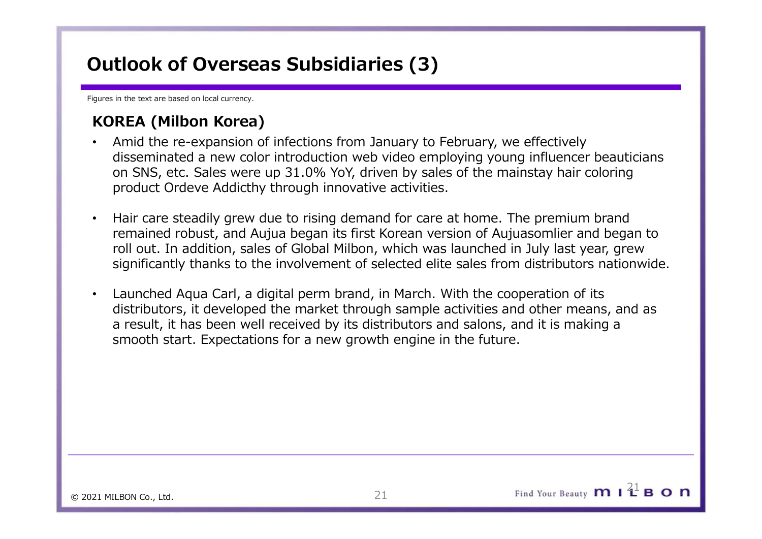# Outlook of Overseas Subsidiaries (3)

Figures in the text are based on local currency.

## KOREA (Milbon Korea)

- Amid the re-expansion of infections from January to February, we effectively disseminated a new color introduction web video employing young influencer beauticians on SNS, etc. Sales were up 31.0% YoY, driven by sales of the mainstay hair coloring product Ordeve Addicthy through innovative activities.

- Hair care steadily grew due to rising demand for care at home. The premium brand remained robust, and Aujua began its first Korean version of Aujuasomlier and began to roll out. In addition, sales of Global Milbon, which was launched in July last year, grew significantly thanks to the involvement of selected elite sales from distributors nationwide.

- Launched Aqua Carl, a digital perm brand, in March. With the cooperation of its distributors, it developed the market through sample activities and other means, and as a result, it has been well received by its distributors and salons, and it is making a smooth start. Expectations for a new growth engine in the future.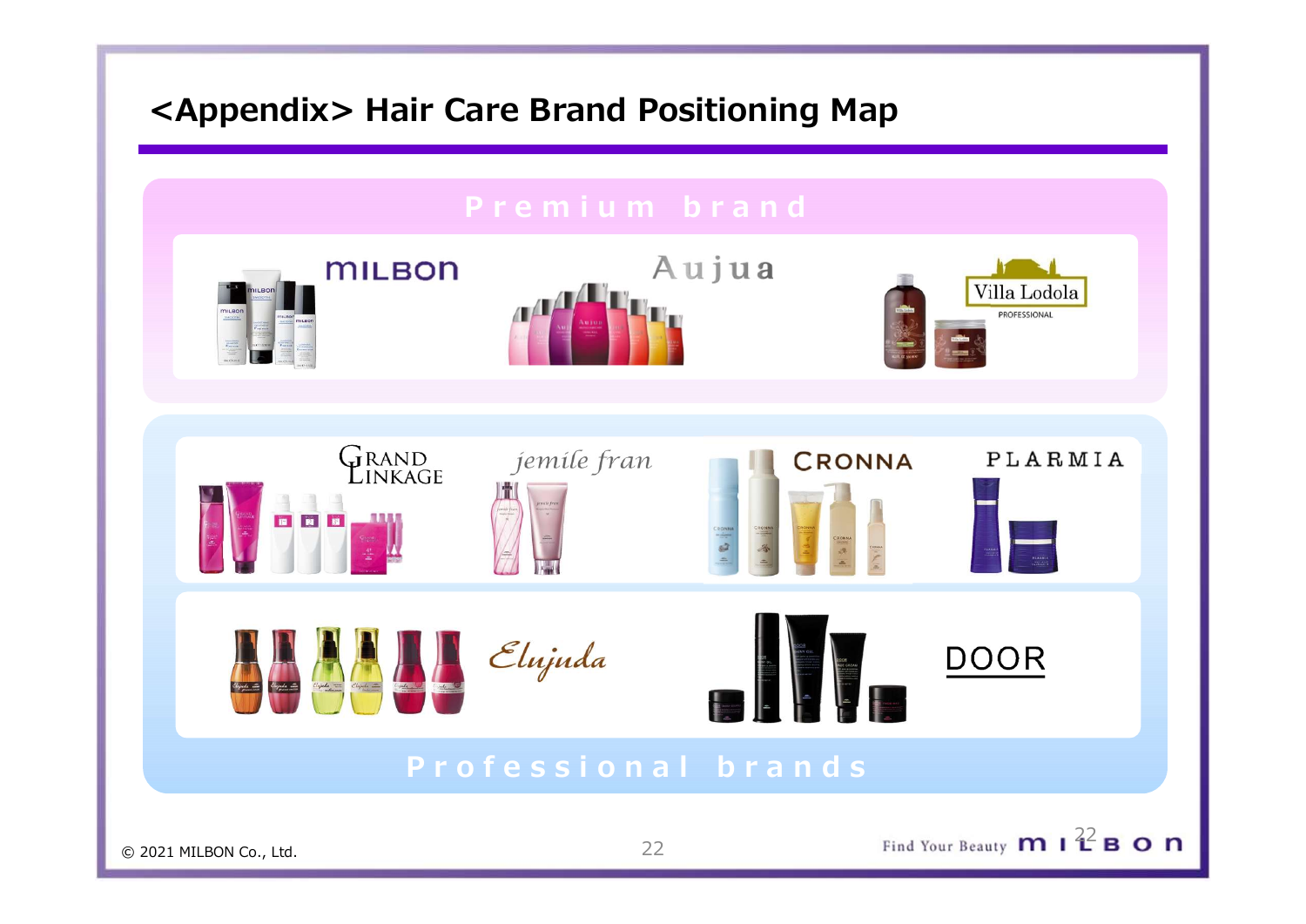# <Appendix> Hair Care Brand Positioning Map

## Premium brand

MILBON

Aujua

Villa Lodola PROFESSIONAL

## Professional brands

GRAND LINKAGE

jemile fran

CRONNA

PLARMIA

Elujuda

DOOR

© 2021 MILBON Co., Ltd.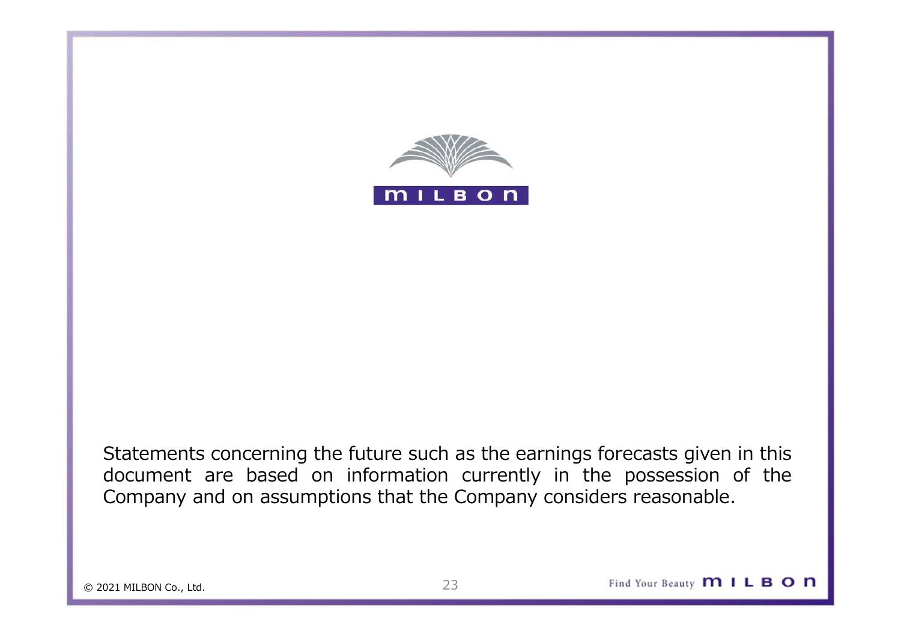Statements concerning the future such as the earnings forecasts given in this document are based on information currently in the possession of the Company and on assumptions that the Company considers reasonable.